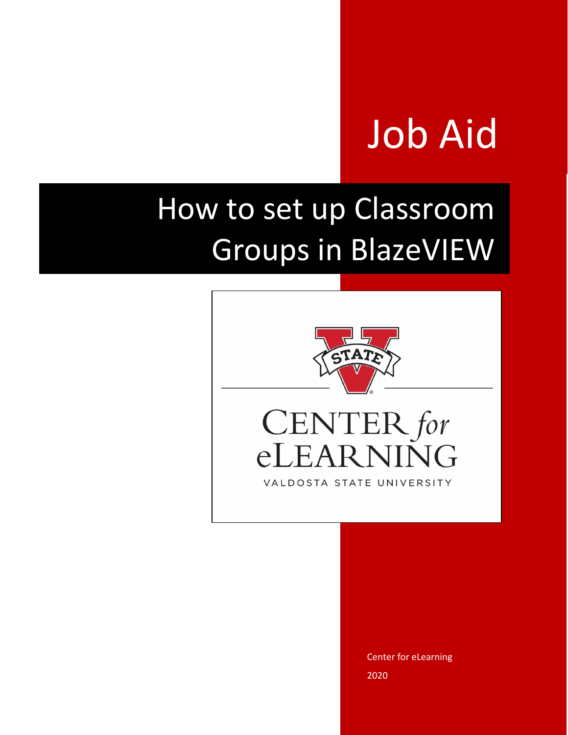# Job Aid

## How to set up Classroom Groups in BlazeVIEW

CENTER *for* eLEARNING

VALDOSTA STATE UNIVERSITY

Center for eLearning

2020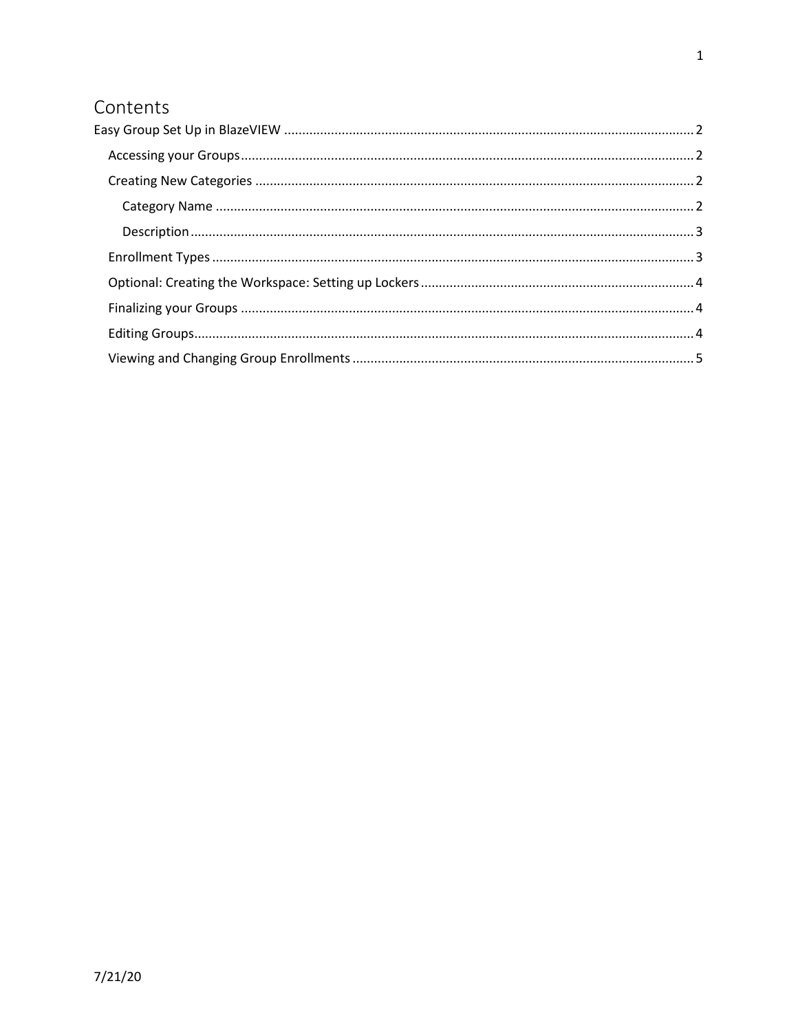# Contents

- Easy Group Set Up in BlazeVIEW ..... 2
  - Accessing your Groups ..... 2
  - Creating New Categories ..... 2
    - Category Name ..... 2
    - Description ..... 3
  - Enrollment Types ..... 3
  - Optional: Creating the Workspace: Setting up Lockers ..... 4
  - Finalizing your Groups ..... 4
  - Editing Groups ..... 4
  - Viewing and Changing Group Enrollments ..... 5

7/21/20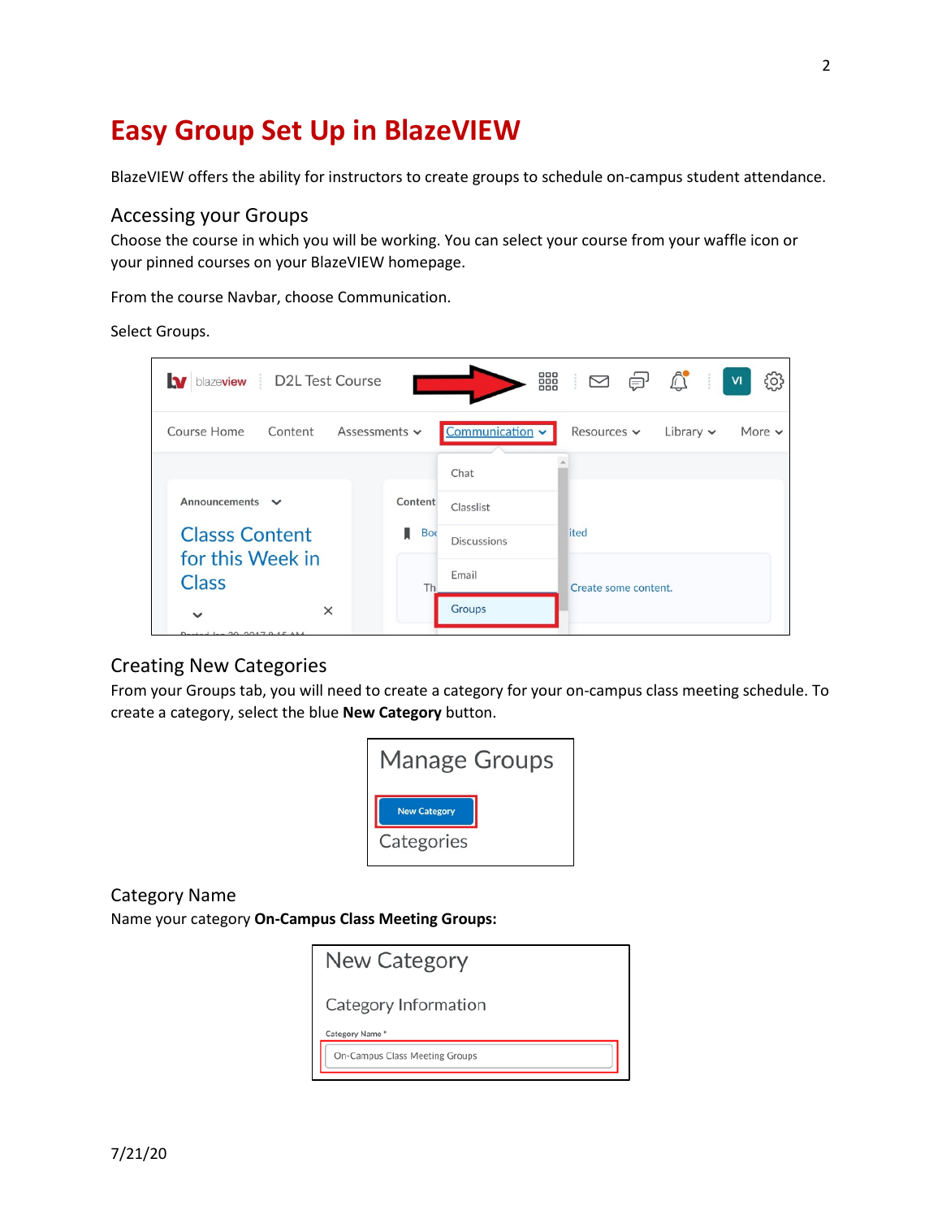# Easy Group Set Up in BlazeVIEW

BlazeVIEW offers the ability for instructors to create groups to schedule on-campus student attendance.

## Accessing your Groups

Choose the course in which you will be working. You can select your course from your waffle icon or your pinned courses on your BlazeVIEW homepage.

From the course Navbar, choose Communication.

Select Groups.

## Creating New Categories

From your Groups tab, you will need to create a category for your on-campus class meeting schedule. To create a category, select the blue **New Category** button.

## Category Name

Name your category **On-Campus Class Meeting Groups:**

7/21/20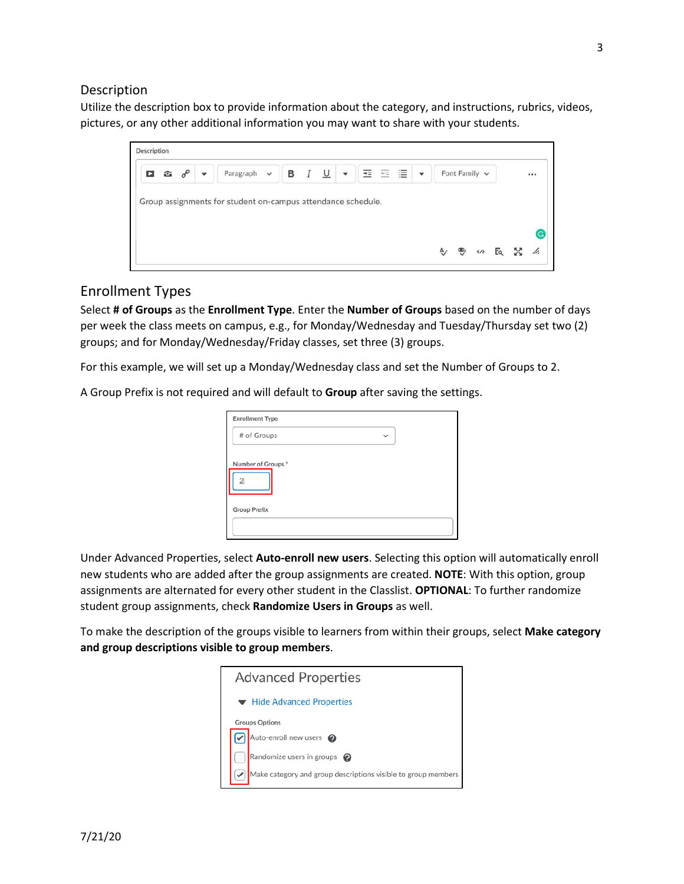## Description

Utilize the description box to provide information about the category, and instructions, rubrics, videos, pictures, or any other additional information you may want to share with your students.

## Enrollment Types

Select **# of Groups** as the **Enrollment Type**. Enter the **Number of Groups** based on the number of days per week the class meets on campus, e.g., for Monday/Wednesday and Tuesday/Thursday set two (2) groups; and for Monday/Wednesday/Friday classes, set three (3) groups.

For this example, we will set up a Monday/Wednesday class and set the Number of Groups to 2.

A Group Prefix is not required and will default to **Group** after saving the settings.

Under Advanced Properties, select **Auto-enroll new users**. Selecting this option will automatically enroll new students who are added after the group assignments are created. **NOTE**: With this option, group assignments are alternated for every other student in the Classlist. **OPTIONAL**: To further randomize student group assignments, check **Randomize Users in Groups** as well.

To make the description of the groups visible to learners from within their groups, select **Make category and group descriptions visible to group members**.

7/21/20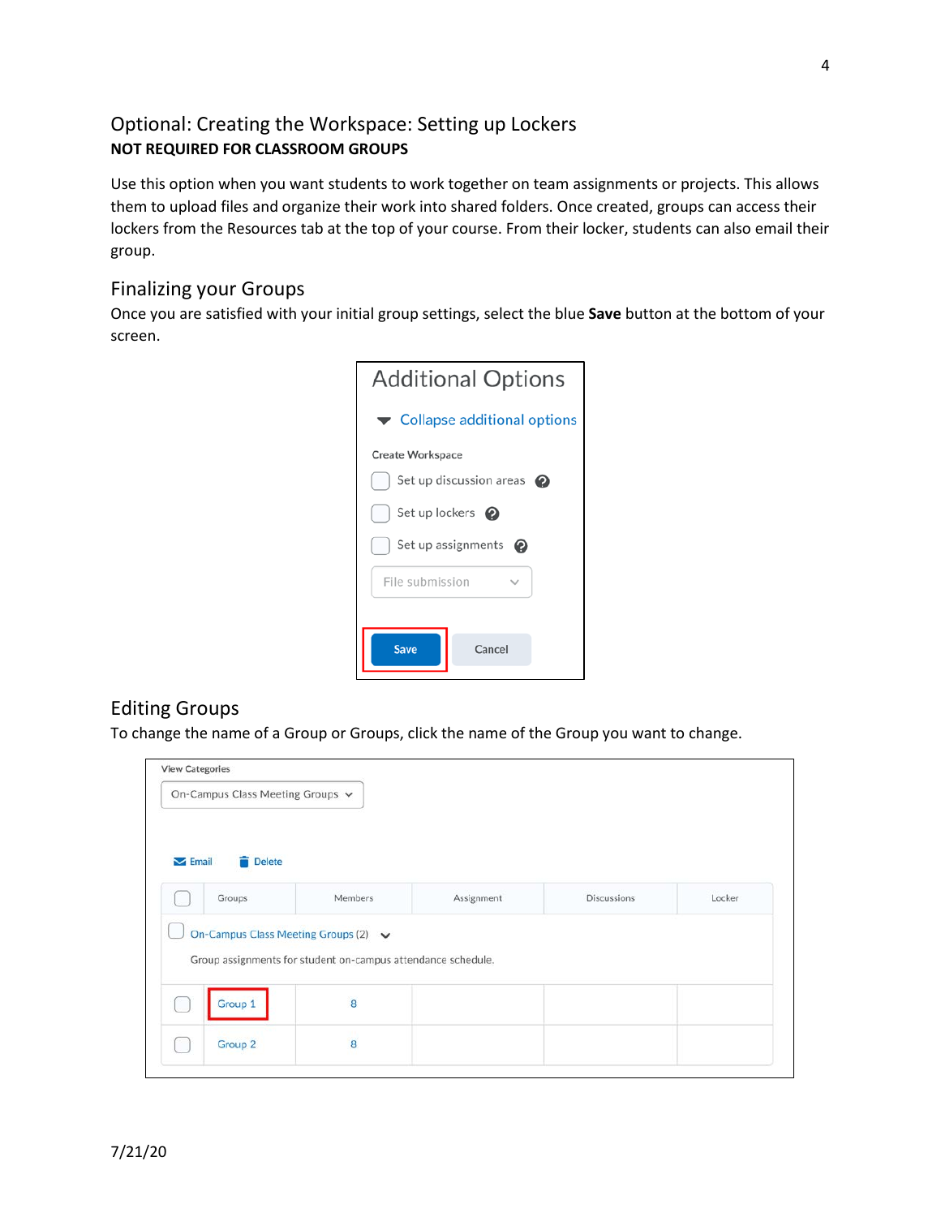## Optional: Creating the Workspace: Setting up Lockers

**NOT REQUIRED FOR CLASSROOM GROUPS**

Use this option when you want students to work together on team assignments or projects. This allows them to upload files and organize their work into shared folders. Once created, groups can access their lockers from the Resources tab at the top of your course. From their locker, students can also email their group.

## Finalizing your Groups

Once you are satisfied with your initial group settings, select the blue **Save** button at the bottom of your screen.

## Editing Groups

To change the name of a Group or Groups, click the name of the Group you want to change.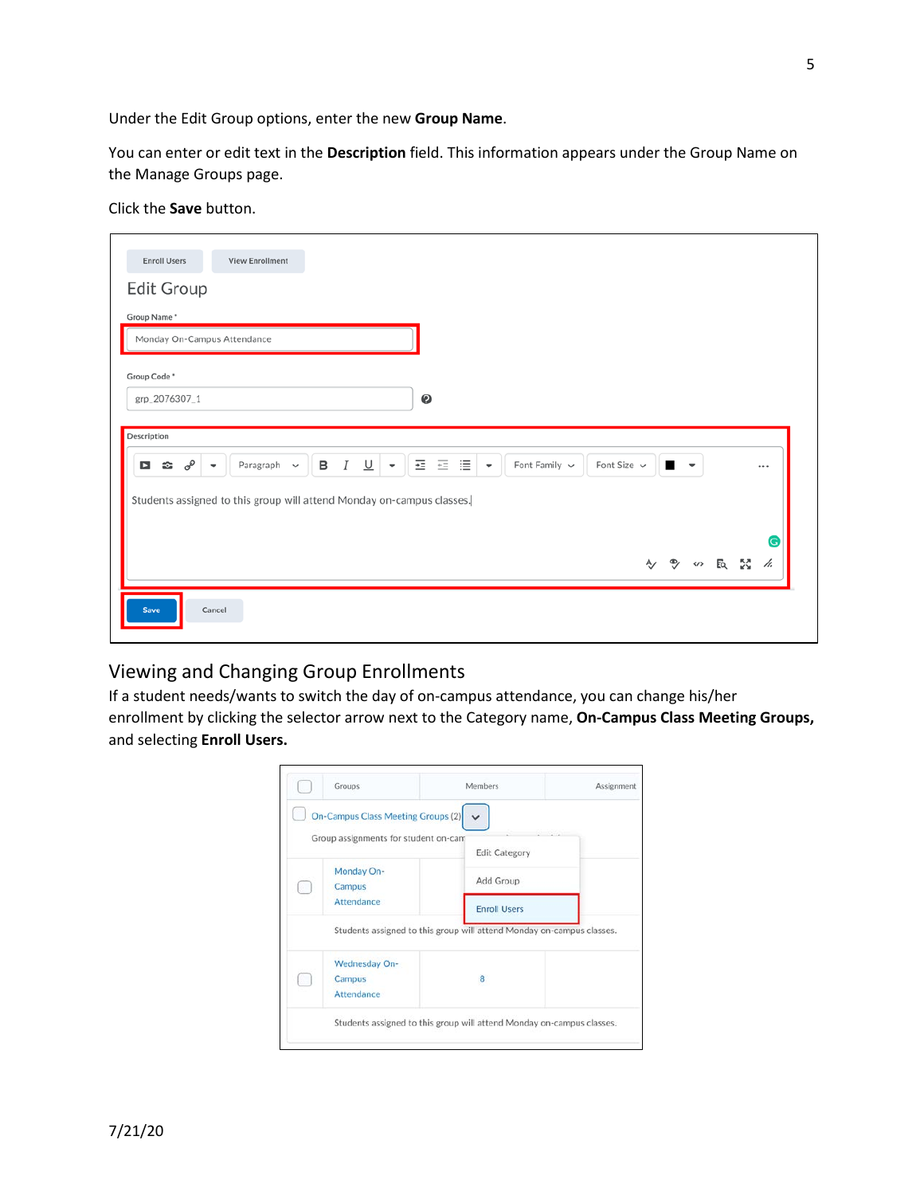Under the Edit Group options, enter the new **Group Name**.

You can enter or edit text in the **Description** field. This information appears under the Group Name on the Manage Groups page.

Click the **Save** button.

## Viewing and Changing Group Enrollments

If a student needs/wants to switch the day of on-campus attendance, you can change his/her enrollment by clicking the selector arrow next to the Category name, **On-Campus Class Meeting Groups,** and selecting **Enroll Users.**

7/21/20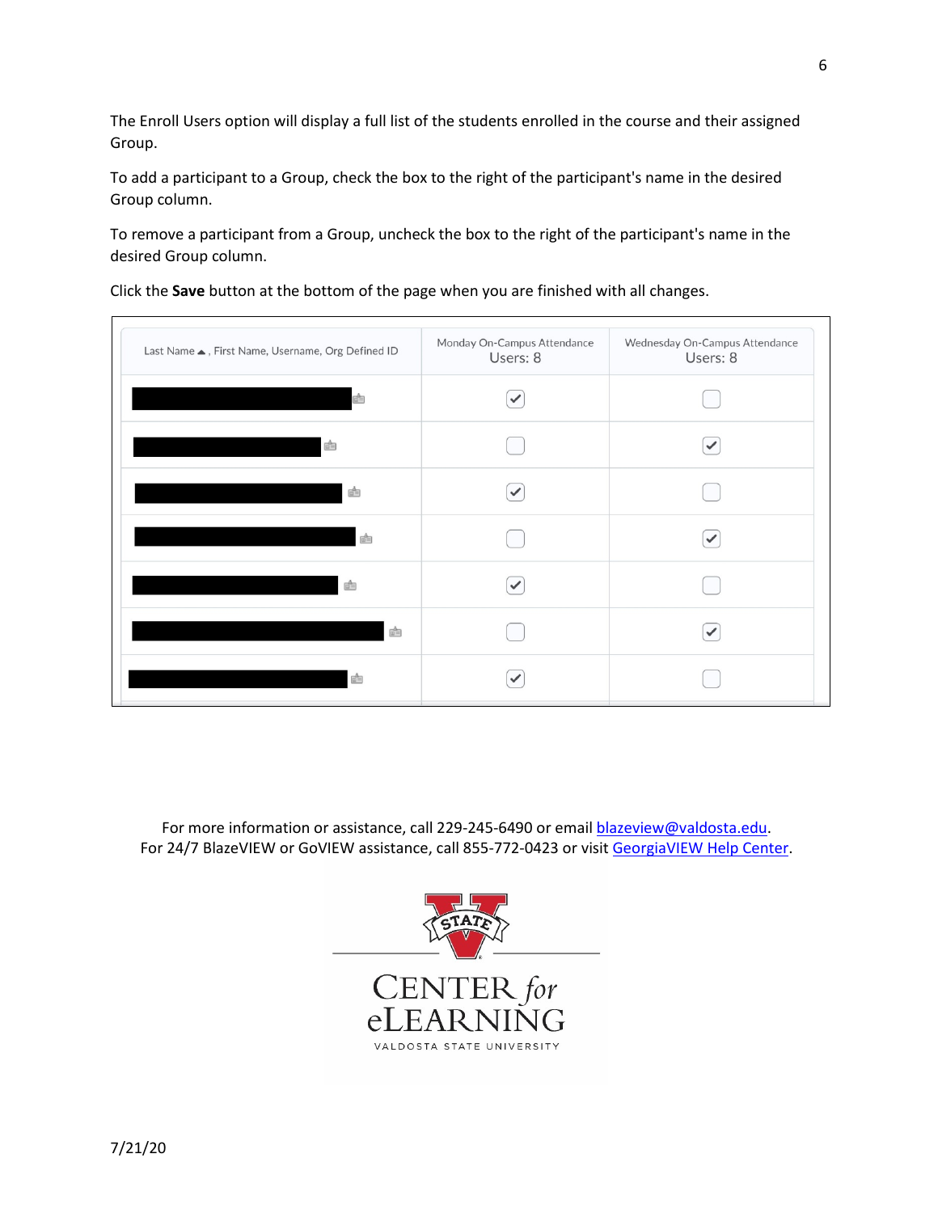The Enroll Users option will display a full list of the students enrolled in the course and their assigned Group.

To add a participant to a Group, check the box to the right of the participant's name in the desired Group column.

To remove a participant from a Group, uncheck the box to the right of the participant's name in the desired Group column.

Click the **Save** button at the bottom of the page when you are finished with all changes.

| Last Name ▲, First Name, Username, Org Defined ID | Monday On-Campus Attendance Users: 8 | Wednesday On-Campus Attendance Users: 8 |
|---|---|---|
| | ☑ | ☐ |
| | ☐ | ☑ |
| | ☑ | ☐ |
| | ☐ | ☑ |
| | ☑ | ☐ |
| | ☐ | ☑ |
| | ☑ | ☐ |

For more information or assistance, call 229-245-6490 or email [blazeview@valdosta.edu](mailto:blazeview@valdosta.edu).
For 24/7 BlazeVIEW or GoVIEW assistance, call 855-772-0423 or visit [GeorgiaVIEW Help Center](#).

CENTER *for* eLEARNING
VALDOSTA STATE UNIVERSITY

7/21/20